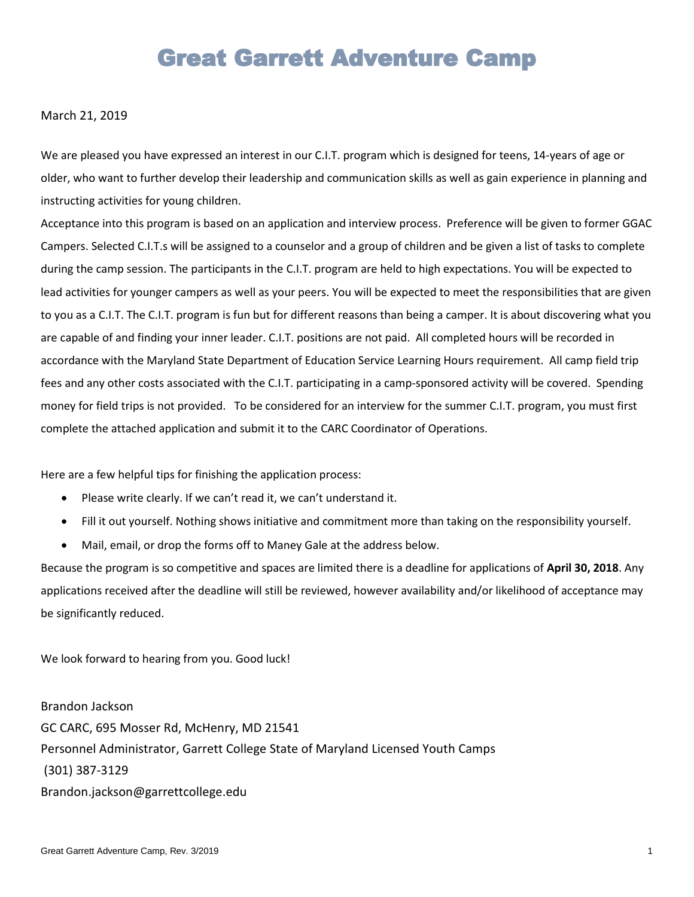# Great Garrett Adventure Camp

March 21, 2019

We are pleased you have expressed an interest in our C.I.T. program which is designed for teens, 14-years of age or older, who want to further develop their leadership and communication skills as well as gain experience in planning and instructing activities for young children.

Acceptance into this program is based on an application and interview process. Preference will be given to former GGAC Campers. Selected C.I.T.s will be assigned to a counselor and a group of children and be given a list of tasks to complete during the camp session. The participants in the C.I.T. program are held to high expectations. You will be expected to lead activities for younger campers as well as your peers. You will be expected to meet the responsibilities that are given to you as a C.I.T. The C.I.T. program is fun but for different reasons than being a camper. It is about discovering what you are capable of and finding your inner leader. C.I.T. positions are not paid. All completed hours will be recorded in accordance with the Maryland State Department of Education Service Learning Hours requirement. All camp field trip fees and any other costs associated with the C.I.T. participating in a camp-sponsored activity will be covered. Spending money for field trips is not provided. To be considered for an interview for the summer C.I.T. program, you must first complete the attached application and submit it to the CARC Coordinator of Operations.

Here are a few helpful tips for finishing the application process:

- Please write clearly. If we can't read it, we can't understand it.
- Fill it out yourself. Nothing shows initiative and commitment more than taking on the responsibility yourself.
- Mail, email, or drop the forms off to Maney Gale at the address below.

Because the program is so competitive and spaces are limited there is a deadline for applications of **April 30, 2018**. Any applications received after the deadline will still be reviewed, however availability and/or likelihood of acceptance may be significantly reduced.

We look forward to hearing from you. Good luck!

Brandon Jackson  
GC CARC, 695 Mosser Rd, McHenry, MD 21541  
Personnel Administrator, Garrett College State of Maryland Licensed Youth Camps  
(301) 387-3129  
Brandon.jackson@garrettcollege.edu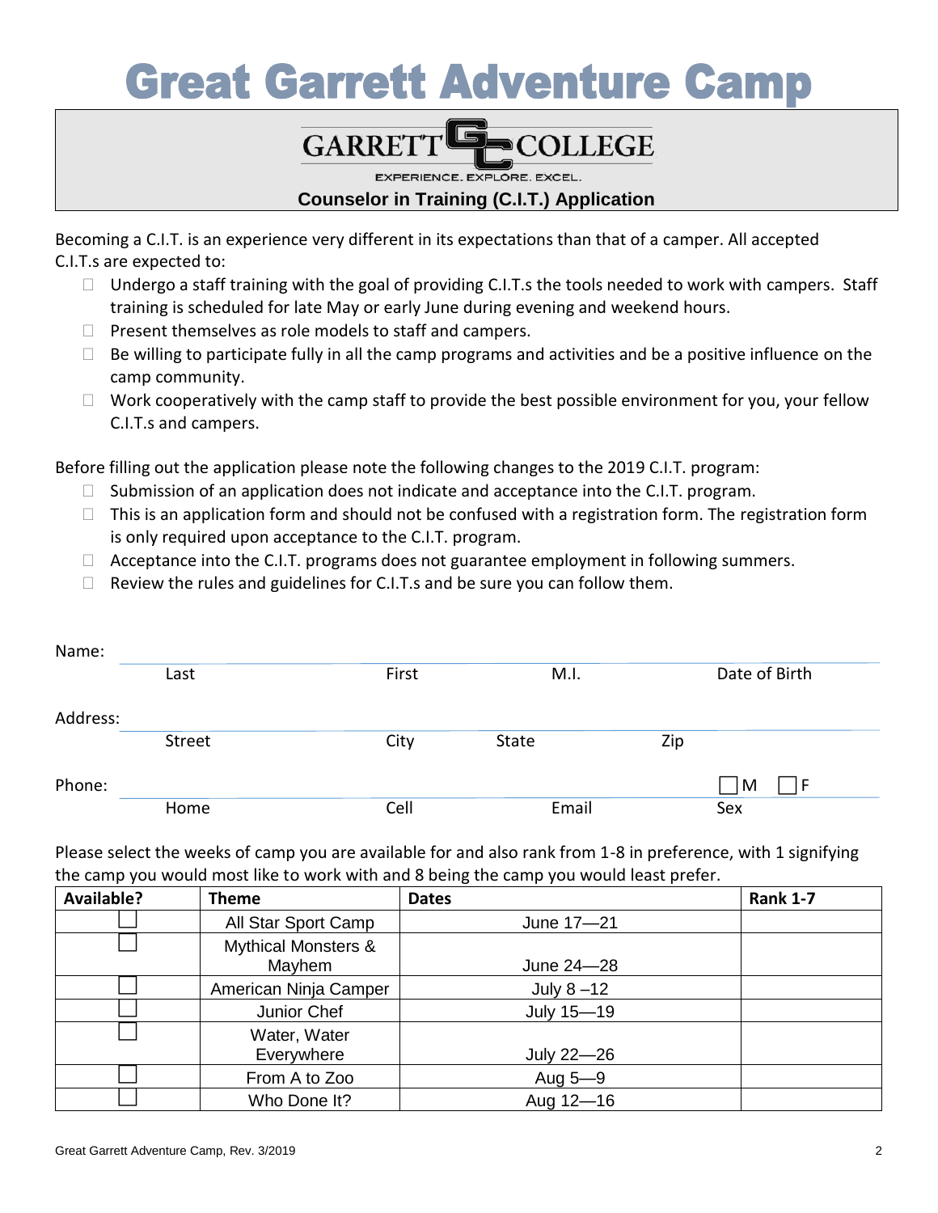# Great Garrett Adventure Camp

GARRETT COLLEGE

EXPERIENCE. EXPLORE. EXCEL.

**Counselor in Training (C.I.T.) Application**

Becoming a C.I.T. is an experience very different in its expectations than that of a camper. All accepted C.I.T.s are expected to:

- Undergo a staff training with the goal of providing C.I.T.s the tools needed to work with campers. Staff training is scheduled for late May or early June during evening and weekend hours.
- Present themselves as role models to staff and campers.
- Be willing to participate fully in all the camp programs and activities and be a positive influence on the camp community.
- Work cooperatively with the camp staff to provide the best possible environment for you, your fellow C.I.T.s and campers.

Before filling out the application please note the following changes to the 2019 C.I.T. program:

- Submission of an application does not indicate and acceptance into the C.I.T. program.
- This is an application form and should not be confused with a registration form. The registration form is only required upon acceptance to the C.I.T. program.
- Acceptance into the C.I.T. programs does not guarantee employment in following summers.
- Review the rules and guidelines for C.I.T.s and be sure you can follow them.

Name: ______________________________________________
Last          First          M.I.          Date of Birth

Address: ______________________________________________
Street          City          State          Zip

Phone: ______________________________________________ ☐ M ☐ F
Home          Cell          Email          Sex

Please select the weeks of camp you are available for and also rank from 1-8 in preference, with 1 signifying the camp you would most like to work with and 8 being the camp you would least prefer.

| Available? | Theme | Dates | Rank 1-7 |
|---|---|---|---|
| ☐ | All Star Sport Camp | June 17—21 | |
| ☐ | Mythical Monsters & Mayhem | June 24—28 | |
| ☐ | American Ninja Camper | July 8 –12 | |
| ☐ | Junior Chef | July 15—19 | |
| ☐ | Water, Water Everywhere | July 22—26 | |
| ☐ | From A to Zoo | Aug 5—9 | |
| ☐ | Who Done It? | Aug 12—16 | |

Great Garrett Adventure Camp, Rev. 3/2019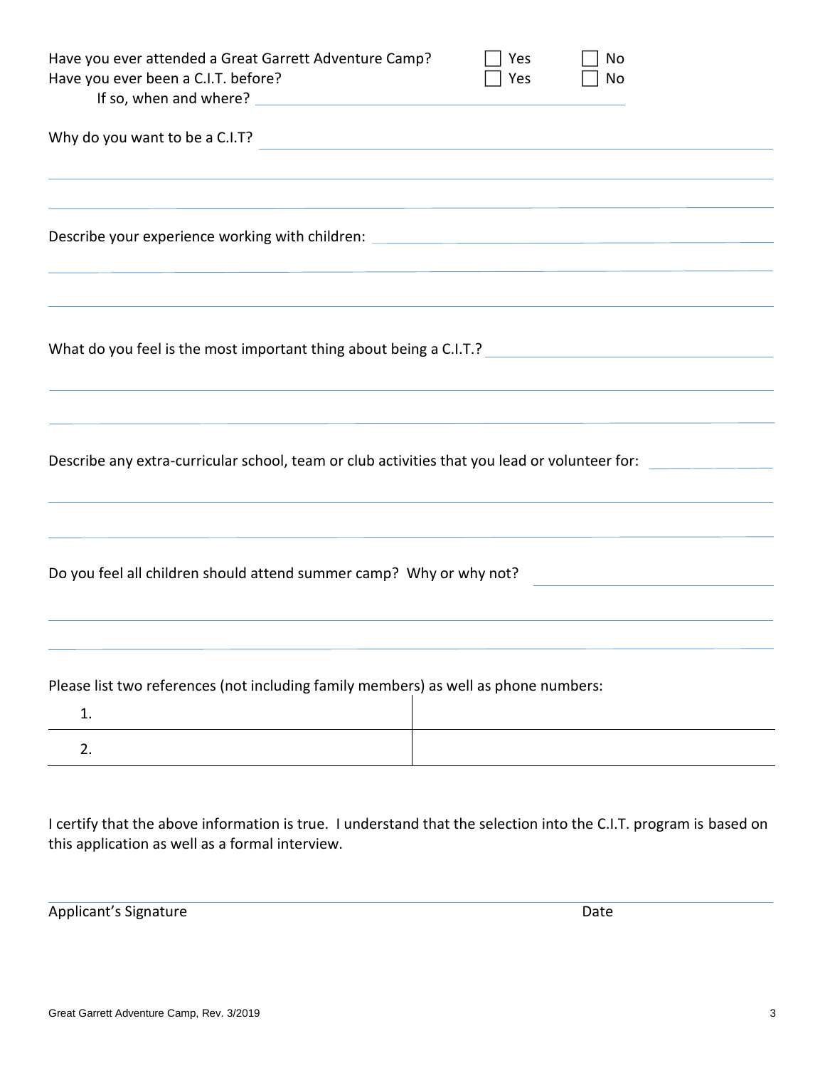Have you ever attended a Great Garrett Adventure Camp? ☐ Yes ☐ No

Have you ever been a C.I.T. before? ☐ Yes ☐ No

If so, when and where? ______________________________

Why do you want to be a C.I.T? ______________________________

______________________________

______________________________

Describe your experience working with children: ______________________________

______________________________

______________________________

What do you feel is the most important thing about being a C.I.T.? ______________________________

______________________________

______________________________

Describe any extra-curricular school, team or club activities that you lead or volunteer for: ______________________________

______________________________

______________________________

Do you feel all children should attend summer camp? Why or why not? ______________________________

______________________________

______________________________

Please list two references (not including family members) as well as phone numbers:

| | |
|---|---|
| 1. | |
| 2. | |

I certify that the above information is true. I understand that the selection into the C.I.T. program is based on this application as well as a formal interview.

______________________________

Applicant's Signature Date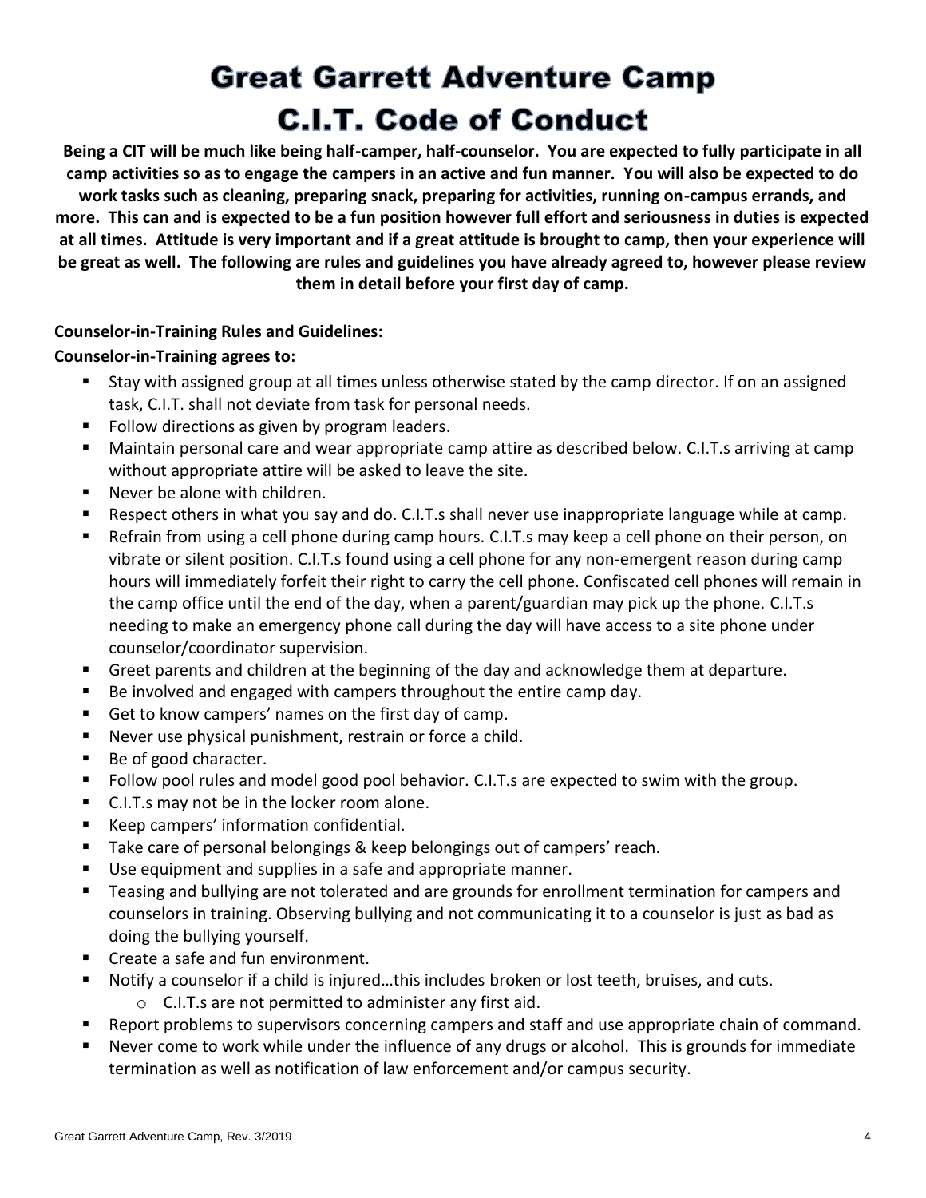# Great Garrett Adventure Camp
# C.I.T. Code of Conduct

**Being a CIT will be much like being half-camper, half-counselor. You are expected to fully participate in all camp activities so as to engage the campers in an active and fun manner. You will also be expected to do work tasks such as cleaning, preparing snack, preparing for activities, running on-campus errands, and more. This can and is expected to be a fun position however full effort and seriousness in duties is expected at all times. Attitude is very important and if a great attitude is brought to camp, then your experience will be great as well. The following are rules and guidelines you have already agreed to, however please review them in detail before your first day of camp.**

**Counselor-in-Training Rules and Guidelines:**

**Counselor-in-Training agrees to:**

- Stay with assigned group at all times unless otherwise stated by the camp director. If on an assigned task, C.I.T. shall not deviate from task for personal needs.
- Follow directions as given by program leaders.
- Maintain personal care and wear appropriate camp attire as described below. C.I.T.s arriving at camp without appropriate attire will be asked to leave the site.
- Never be alone with children.
- Respect others in what you say and do. C.I.T.s shall never use inappropriate language while at camp.
- Refrain from using a cell phone during camp hours. C.I.T.s may keep a cell phone on their person, on vibrate or silent position. C.I.T.s found using a cell phone for any non-emergent reason during camp hours will immediately forfeit their right to carry the cell phone. Confiscated cell phones will remain in the camp office until the end of the day, when a parent/guardian may pick up the phone. C.I.T.s needing to make an emergency phone call during the day will have access to a site phone under counselor/coordinator supervision.
- Greet parents and children at the beginning of the day and acknowledge them at departure.
- Be involved and engaged with campers throughout the entire camp day.
- Get to know campers' names on the first day of camp.
- Never use physical punishment, restrain or force a child.
- Be of good character.
- Follow pool rules and model good pool behavior. C.I.T.s are expected to swim with the group.
- C.I.T.s may not be in the locker room alone.
- Keep campers' information confidential.
- Take care of personal belongings & keep belongings out of campers' reach.
- Use equipment and supplies in a safe and appropriate manner.
- Teasing and bullying are not tolerated and are grounds for enrollment termination for campers and counselors in training. Observing bullying and not communicating it to a counselor is just as bad as doing the bullying yourself.
- Create a safe and fun environment.
- Notify a counselor if a child is injured…this includes broken or lost teeth, bruises, and cuts.
  - C.I.T.s are not permitted to administer any first aid.
- Report problems to supervisors concerning campers and staff and use appropriate chain of command.
- Never come to work while under the influence of any drugs or alcohol. This is grounds for immediate termination as well as notification of law enforcement and/or campus security.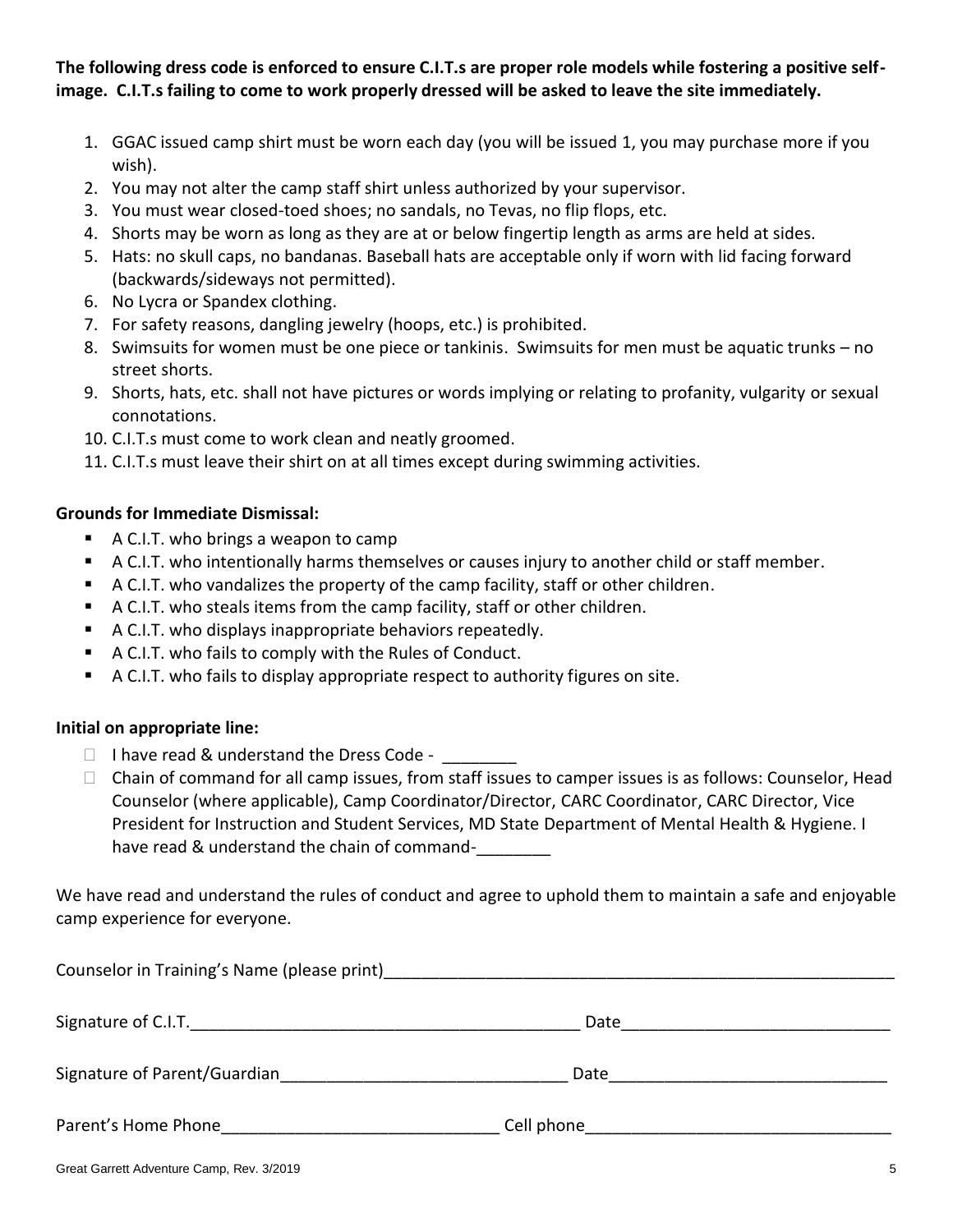**The following dress code is enforced to ensure C.I.T.s are proper role models while fostering a positive self-image. C.I.T.s failing to come to work properly dressed will be asked to leave the site immediately.**

1. GGAC issued camp shirt must be worn each day (you will be issued 1, you may purchase more if you wish).
2. You may not alter the camp staff shirt unless authorized by your supervisor.
3. You must wear closed-toed shoes; no sandals, no Tevas, no flip flops, etc.
4. Shorts may be worn as long as they are at or below fingertip length as arms are held at sides.
5. Hats: no skull caps, no bandanas. Baseball hats are acceptable only if worn with lid facing forward (backwards/sideways not permitted).
6. No Lycra or Spandex clothing.
7. For safety reasons, dangling jewelry (hoops, etc.) is prohibited.
8. Swimsuits for women must be one piece or tankinis. Swimsuits for men must be aquatic trunks – no street shorts.
9. Shorts, hats, etc. shall not have pictures or words implying or relating to profanity, vulgarity or sexual connotations.
10. C.I.T.s must come to work clean and neatly groomed.
11. C.I.T.s must leave their shirt on at all times except during swimming activities.

**Grounds for Immediate Dismissal:**

- A C.I.T. who brings a weapon to camp
- A C.I.T. who intentionally harms themselves or causes injury to another child or staff member.
- A C.I.T. who vandalizes the property of the camp facility, staff or other children.
- A C.I.T. who steals items from the camp facility, staff or other children.
- A C.I.T. who displays inappropriate behaviors repeatedly.
- A C.I.T. who fails to comply with the Rules of Conduct.
- A C.I.T. who fails to display appropriate respect to authority figures on site.

**Initial on appropriate line:**

- ☐ I have read & understand the Dress Code - ________
- ☐ Chain of command for all camp issues, from staff issues to camper issues is as follows: Counselor, Head Counselor (where applicable), Camp Coordinator/Director, CARC Coordinator, CARC Director, Vice President for Instruction and Student Services, MD State Department of Mental Health & Hygiene. I have read & understand the chain of command-________

We have read and understand the rules of conduct and agree to uphold them to maintain a safe and enjoyable camp experience for everyone.

Counselor in Training's Name (please print)________________________________________________________

Signature of C.I.T.__________________________________________ Date_____________________________

Signature of Parent/Guardian_______________________________ Date______________________________

Parent's Home Phone_____________________________ Cell phone________________________________